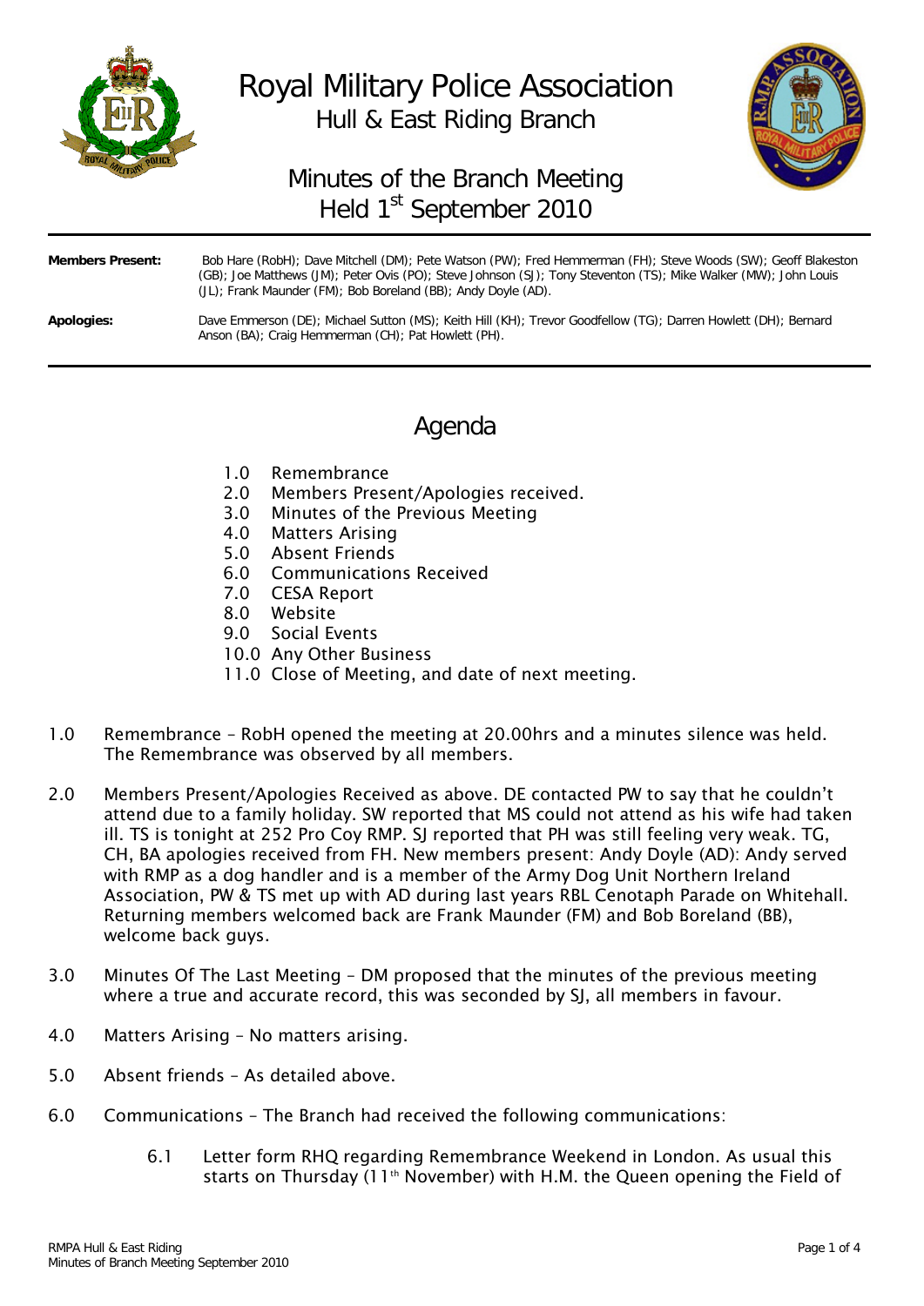# Royal Military Police Association

## Hull & East Riding Branch

## Minutes of the Branch Meeting Held 1st September 2010

**Members Present:** Bob Hare (RobH); Dave Mitchell (DM); Pete Watson (PW); Fred Hemmerman (FH); Steve Woods (SW); Geoff Blakeston (GB); Joe Matthews (JM); Peter Ovis (PO); Steve Johnson (SJ); Tony Steventon (TS); Mike Walker (MW); John Louis (JL); Frank Maunder (FM); Bob Boreland (BB); Andy Doyle (AD).

**Apologies:** Dave Emmerson (DE); Michael Sutton (MS); Keith Hill (KH); Trevor Goodfellow (TG); Darren Howlett (DH); Bernard Anson (BA); Craig Hemmerman (CH); Pat Howlett (PH).

## Agenda

1.0 Remembrance
2.0 Members Present/Apologies received.
3.0 Minutes of the Previous Meeting
4.0 Matters Arising
5.0 Absent Friends
6.0 Communications Received
7.0 CESA Report
8.0 Website
9.0 Social Events
10.0 Any Other Business
11.0 Close of Meeting, and date of next meeting.

1.0 Remembrance – RobH opened the meeting at 20.00hrs and a minutes silence was held. The Remembrance was observed by all members.

2.0 Members Present/Apologies Received as above. DE contacted PW to say that he couldn't attend due to a family holiday. SW reported that MS could not attend as his wife had taken ill. TS is tonight at 252 Pro Coy RMP. SJ reported that PH was still feeling very weak. TG, CH, BA apologies received from FH. New members present: Andy Doyle (AD): Andy served with RMP as a dog handler and is a member of the Army Dog Unit Northern Ireland Association, PW & TS met up with AD during last years RBL Cenotaph Parade on Whitehall. Returning members welcomed back are Frank Maunder (FM) and Bob Boreland (BB), welcome back guys.

3.0 Minutes Of The Last Meeting – DM proposed that the minutes of the previous meeting where a true and accurate record, this was seconded by SJ, all members in favour.

4.0 Matters Arising – No matters arising.

5.0 Absent friends – As detailed above.

6.0 Communications – The Branch had received the following communications:

6.1 Letter form RHQ regarding Remembrance Weekend in London. As usual this starts on Thursday (11th November) with H.M. the Queen opening the Field of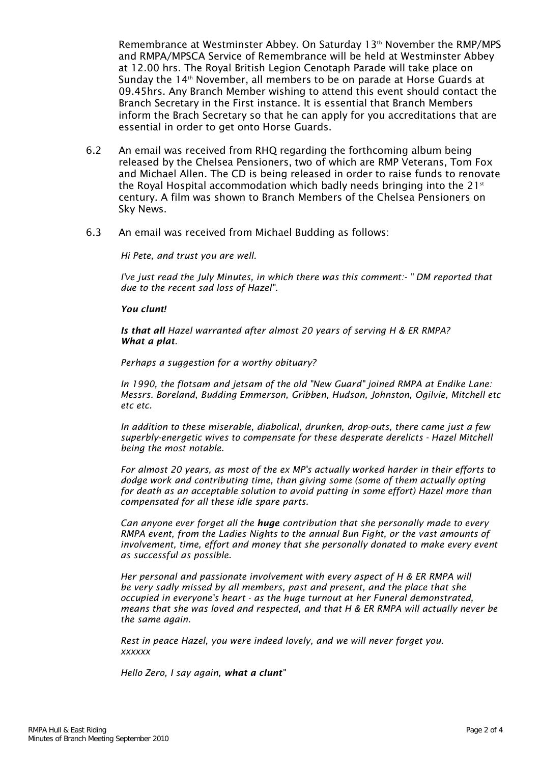Remembrance at Westminster Abbey. On Saturday 13th November the RMP/MPS and RMPA/MPSCA Service of Remembrance will be held at Westminster Abbey at 12.00 hrs. The Royal British Legion Cenotaph Parade will take place on Sunday the 14th November, all members to be on parade at Horse Guards at 09.45hrs. Any Branch Member wishing to attend this event should contact the Branch Secretary in the First instance. It is essential that Branch Members inform the Brach Secretary so that he can apply for you accreditations that are essential in order to get onto Horse Guards.

6.2 An email was received from RHQ regarding the forthcoming album being released by the Chelsea Pensioners, two of which are RMP Veterans, Tom Fox and Michael Allen. The CD is being released in order to raise funds to renovate the Royal Hospital accommodation which badly needs bringing into the 21st century. A film was shown to Branch Members of the Chelsea Pensioners on Sky News.

6.3 An email was received from Michael Budding as follows:

*Hi Pete, and trust you are well.*

*I've just read the July Minutes, in which there was this comment:- " DM reported that due to the recent sad loss of Hazel".*

***You clunt!***

***Is that all** Hazel warranted after almost 20 years of serving H & ER RMPA?*
***What a plat**.*

*Perhaps a suggestion for a worthy obituary?*

*In 1990, the flotsam and jetsam of the old "New Guard" joined RMPA at Endike Lane: Messrs. Boreland, Budding Emmerson, Gribben, Hudson, Johnston, Ogilvie, Mitchell etc etc etc.*

*In addition to these miserable, diabolical, drunken, drop-outs, there came just a few superbly-energetic wives to compensate for these desperate derelicts - Hazel Mitchell being the most notable.*

*For almost 20 years, as most of the ex MP's actually worked harder in their efforts to dodge work and contributing time, than giving some (some of them actually opting for death as an acceptable solution to avoid putting in some effort) Hazel more than compensated for all these idle spare parts.*

*Can anyone ever forget all the **huge** contribution that she personally made to every RMPA event, from the Ladies Nights to the annual Bun Fight, or the vast amounts of involvement, time, effort and money that she personally donated to make every event as successful as possible.*

*Her personal and passionate involvement with every aspect of H & ER RMPA will be very sadly missed by all members, past and present, and the place that she occupied in everyone's heart - as the huge turnout at her Funeral demonstrated, means that she was loved and respected, and that H & ER RMPA will actually never be the same again.*

*Rest in peace Hazel, you were indeed lovely, and we will never forget you.*
*xxxxxx*

*Hello Zero, I say again, **what a clunt**"*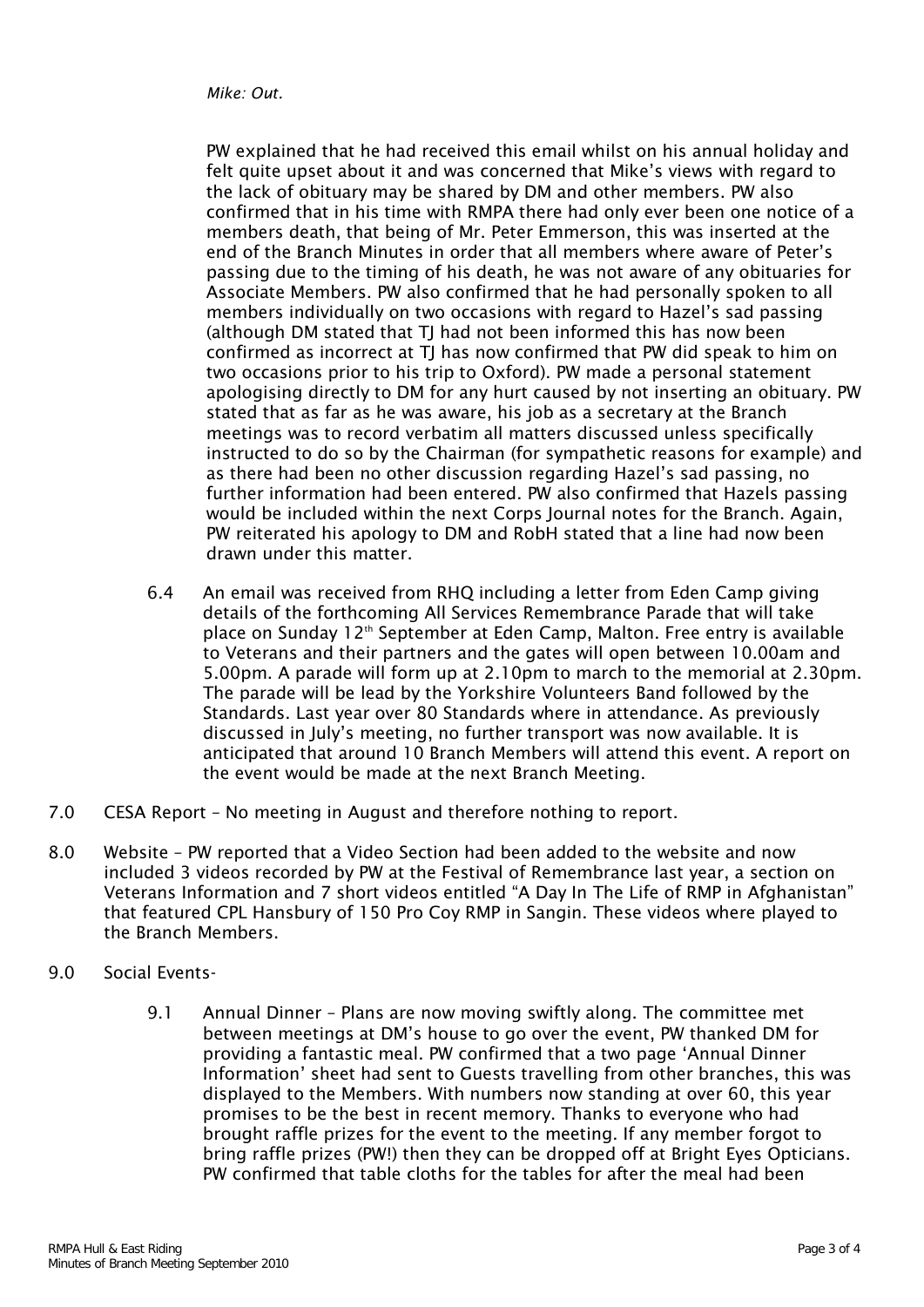*Mike: Out.*

PW explained that he had received this email whilst on his annual holiday and felt quite upset about it and was concerned that Mike's views with regard to the lack of obituary may be shared by DM and other members. PW also confirmed that in his time with RMPA there had only ever been one notice of a members death, that being of Mr. Peter Emmerson, this was inserted at the end of the Branch Minutes in order that all members where aware of Peter's passing due to the timing of his death, he was not aware of any obituaries for Associate Members. PW also confirmed that he had personally spoken to all members individually on two occasions with regard to Hazel's sad passing (although DM stated that TJ had not been informed this has now been confirmed as incorrect at TJ has now confirmed that PW did speak to him on two occasions prior to his trip to Oxford). PW made a personal statement apologising directly to DM for any hurt caused by not inserting an obituary. PW stated that as far as he was aware, his job as a secretary at the Branch meetings was to record verbatim all matters discussed unless specifically instructed to do so by the Chairman (for sympathetic reasons for example) and as there had been no other discussion regarding Hazel's sad passing, no further information had been entered. PW also confirmed that Hazels passing would be included within the next Corps Journal notes for the Branch. Again, PW reiterated his apology to DM and RobH stated that a line had now been drawn under this matter.

6.4 An email was received from RHQ including a letter from Eden Camp giving details of the forthcoming All Services Remembrance Parade that will take place on Sunday 12th September at Eden Camp, Malton. Free entry is available to Veterans and their partners and the gates will open between 10.00am and 5.00pm. A parade will form up at 2.10pm to march to the memorial at 2.30pm. The parade will be lead by the Yorkshire Volunteers Band followed by the Standards. Last year over 80 Standards where in attendance. As previously discussed in July's meeting, no further transport was now available. It is anticipated that around 10 Branch Members will attend this event. A report on the event would be made at the next Branch Meeting.

7.0 CESA Report – No meeting in August and therefore nothing to report.

8.0 Website – PW reported that a Video Section had been added to the website and now included 3 videos recorded by PW at the Festival of Remembrance last year, a section on Veterans Information and 7 short videos entitled "A Day In The Life of RMP in Afghanistan" that featured CPL Hansbury of 150 Pro Coy RMP in Sangin. These videos where played to the Branch Members.

9.0 Social Events-

9.1 Annual Dinner – Plans are now moving swiftly along. The committee met between meetings at DM's house to go over the event, PW thanked DM for providing a fantastic meal. PW confirmed that a two page 'Annual Dinner Information' sheet had sent to Guests travelling from other branches, this was displayed to the Members. With numbers now standing at over 60, this year promises to be the best in recent memory. Thanks to everyone who had brought raffle prizes for the event to the meeting. If any member forgot to bring raffle prizes (PW!) then they can be dropped off at Bright Eyes Opticians. PW confirmed that table cloths for the tables for after the meal had been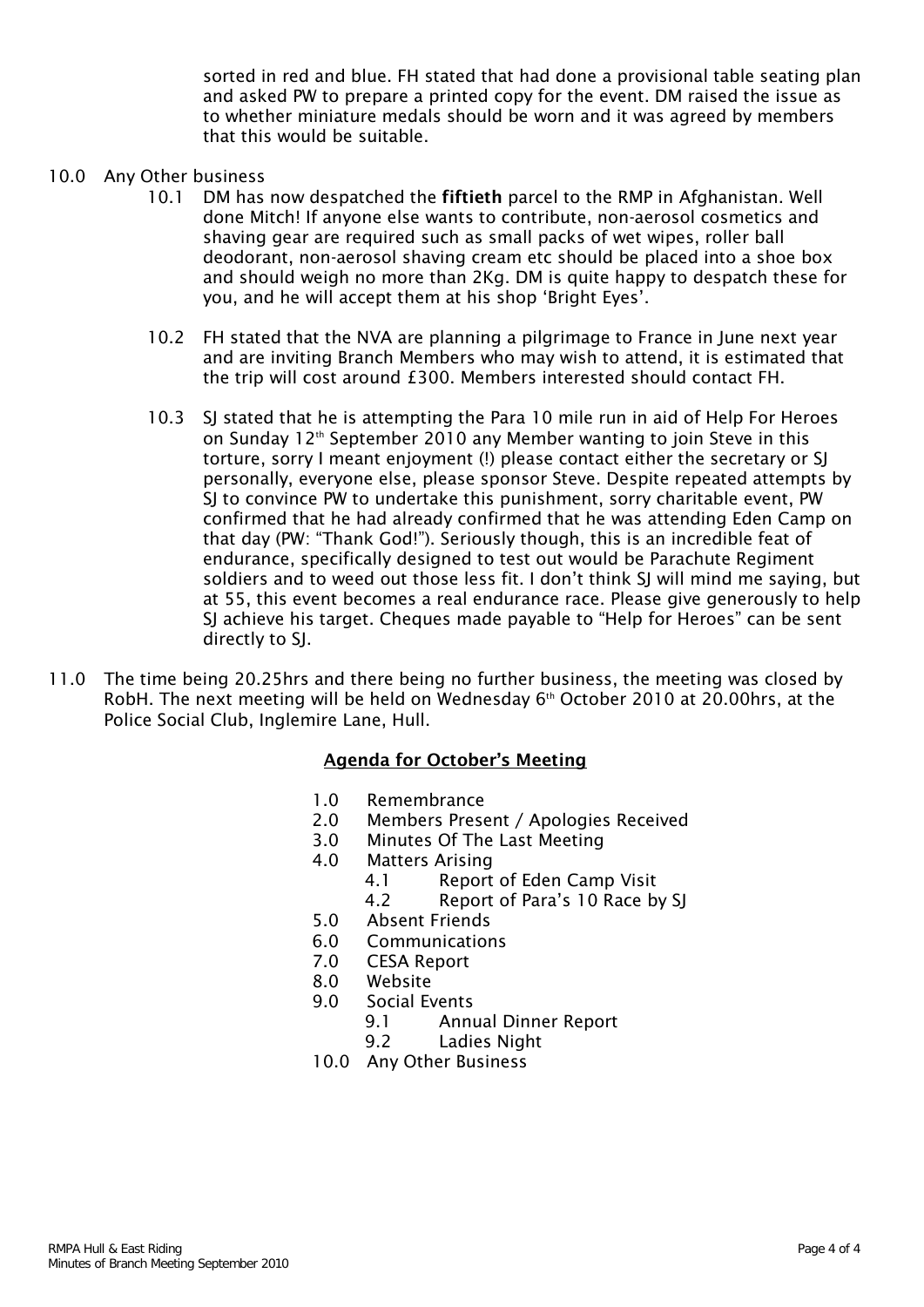sorted in red and blue. FH stated that had done a provisional table seating plan and asked PW to prepare a printed copy for the event. DM raised the issue as to whether miniature medals should be worn and it was agreed by members that this would be suitable.

10.0 Any Other business

10.1 DM has now despatched the **fiftieth** parcel to the RMP in Afghanistan. Well done Mitch! If anyone else wants to contribute, non-aerosol cosmetics and shaving gear are required such as small packs of wet wipes, roller ball deodorant, non-aerosol shaving cream etc should be placed into a shoe box and should weigh no more than 2Kg. DM is quite happy to despatch these for you, and he will accept them at his shop 'Bright Eyes'.

10.2 FH stated that the NVA are planning a pilgrimage to France in June next year and are inviting Branch Members who may wish to attend, it is estimated that the trip will cost around £300. Members interested should contact FH.

10.3 SJ stated that he is attempting the Para 10 mile run in aid of Help For Heroes on Sunday 12th September 2010 any Member wanting to join Steve in this torture, sorry I meant enjoyment (!) please contact either the secretary or SJ personally, everyone else, please sponsor Steve. Despite repeated attempts by SJ to convince PW to undertake this punishment, sorry charitable event, PW confirmed that he had already confirmed that he was attending Eden Camp on that day (PW: "Thank God!"). Seriously though, this is an incredible feat of endurance, specifically designed to test out would be Parachute Regiment soldiers and to weed out those less fit. I don't think SJ will mind me saying, but at 55, this event becomes a real endurance race. Please give generously to help SJ achieve his target. Cheques made payable to "Help for Heroes" can be sent directly to SJ.

11.0 The time being 20.25hrs and there being no further business, the meeting was closed by RobH. The next meeting will be held on Wednesday 6th October 2010 at 20.00hrs, at the Police Social Club, Inglemire Lane, Hull.

## Agenda for October's Meeting

1.0 Remembrance
2.0 Members Present / Apologies Received
3.0 Minutes Of The Last Meeting
4.0 Matters Arising
    4.1 Report of Eden Camp Visit
    4.2 Report of Para's 10 Race by SJ
5.0 Absent Friends
6.0 Communications
7.0 CESA Report
8.0 Website
9.0 Social Events
    9.1 Annual Dinner Report
    9.2 Ladies Night
10.0 Any Other Business